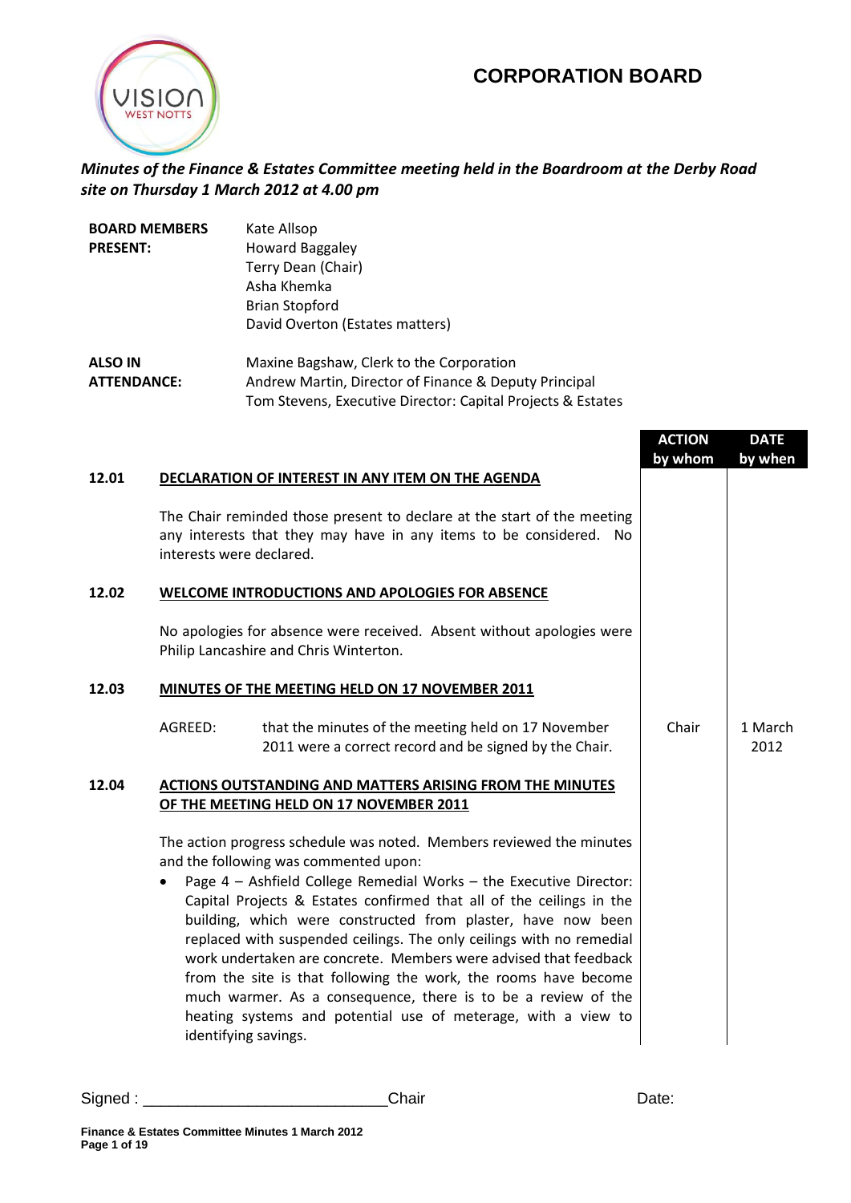# CORPORATION BOARD

***Minutes of the Finance & Estates Committee meeting held in the Boardroom at the Derby Road site on Thursday 1 March 2012 at 4.00 pm***

| | |
|---|---|
| **BOARD MEMBERS PRESENT:** | Kate Allsop<br>Howard Baggaley<br>Terry Dean (Chair)<br>Asha Khemka<br>Brian Stopford<br>David Overton (Estates matters) |
| **ALSO IN ATTENDANCE:** | Maxine Bagshaw, Clerk to the Corporation<br>Andrew Martin, Director of Finance & Deputy Principal<br>Tom Stevens, Executive Director: Capital Projects & Estates |

| | | **ACTION by whom** | **DATE by when** |
|---|---|---|---|
| **12.01** | **DECLARATION OF INTEREST IN ANY ITEM ON THE AGENDA** | | |
| | The Chair reminded those present to declare at the start of the meeting any interests that they may have in any items to be considered. No interests were declared. | | |
| **12.02** | **WELCOME INTRODUCTIONS AND APOLOGIES FOR ABSENCE** | | |
| | No apologies for absence were received. Absent without apologies were Philip Lancashire and Chris Winterton. | | |
| **12.03** | **MINUTES OF THE MEETING HELD ON 17 NOVEMBER 2011** | | |
| | AGREED: that the minutes of the meeting held on 17 November 2011 were a correct record and be signed by the Chair. | Chair | 1 March 2012 |
| **12.04** | **ACTIONS OUTSTANDING AND MATTERS ARISING FROM THE MINUTES OF THE MEETING HELD ON 17 NOVEMBER 2011** | | |
| | The action progress schedule was noted. Members reviewed the minutes and the following was commented upon:<br>• Page 4 – Ashfield College Remedial Works – the Executive Director: Capital Projects & Estates confirmed that all of the ceilings in the building, which were constructed from plaster, have now been replaced with suspended ceilings. The only ceilings with no remedial work undertaken are concrete. Members were advised that feedback from the site is that following the work, the rooms have become much warmer. As a consequence, there is to be a review of the heating systems and potential use of meterage, with a view to identifying savings. | | |

Signed : ___________________________Chair Date: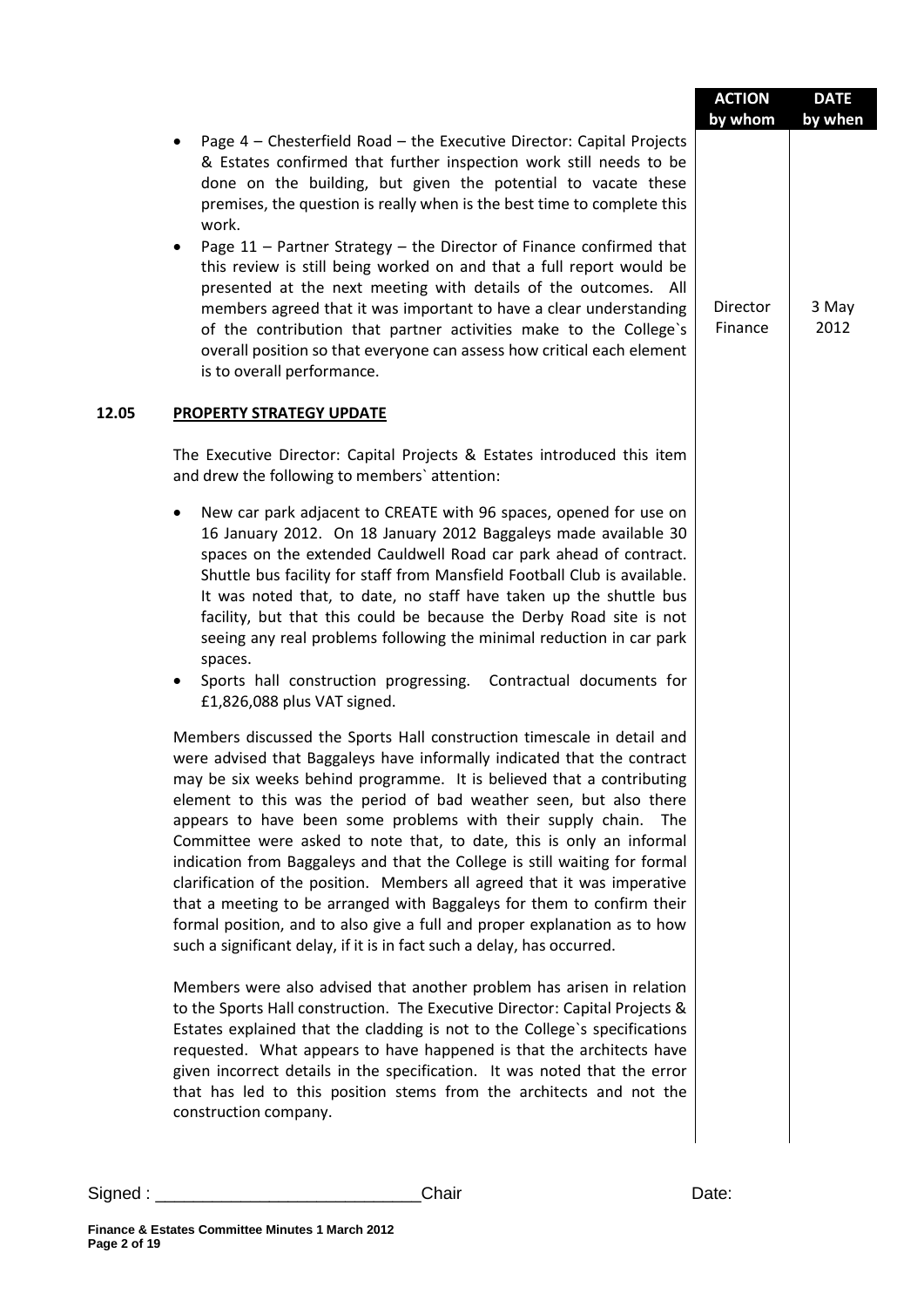| | | ACTION by whom | DATE by when |
|---|---|---|---|
| | • Page 4 – Chesterfield Road – the Executive Director: Capital Projects & Estates confirmed that further inspection work still needs to be done on the building, but given the potential to vacate these premises, the question is really when is the best time to complete this work.<br>• Page 11 – Partner Strategy – the Director of Finance confirmed that this review is still being worked on and that a full report would be presented at the next meeting with details of the outcomes. All members agreed that it was important to have a clear understanding of the contribution that partner activities make to the College`s overall position so that everyone can assess how critical each element is to overall performance. | Director Finance | 3 May 2012 |
| **12.05** | **PROPERTY STRATEGY UPDATE** | | |
| | The Executive Director: Capital Projects & Estates introduced this item and drew the following to members` attention:<br>• New car park adjacent to CREATE with 96 spaces, opened for use on 16 January 2012. On 18 January 2012 Baggaleys made available 30 spaces on the extended Cauldwell Road car park ahead of contract. Shuttle bus facility for staff from Mansfield Football Club is available. It was noted that, to date, no staff have taken up the shuttle bus facility, but that this could be because the Derby Road site is not seeing any real problems following the minimal reduction in car park spaces.<br>• Sports hall construction progressing. Contractual documents for £1,826,088 plus VAT signed. | | |
| | Members discussed the Sports Hall construction timescale in detail and were advised that Baggaleys have informally indicated that the contract may be six weeks behind programme. It is believed that a contributing element to this was the period of bad weather seen, but also there appears to have been some problems with their supply chain. The Committee were asked to note that, to date, this is only an informal indication from Baggaleys and that the College is still waiting for formal clarification of the position. Members all agreed that it was imperative that a meeting to be arranged with Baggaleys for them to confirm their formal position, and to also give a full and proper explanation as to how such a significant delay, if it is in fact such a delay, has occurred. | | |
| | Members were also advised that another problem has arisen in relation to the Sports Hall construction. The Executive Director: Capital Projects & Estates explained that the cladding is not to the College`s specifications requested. What appears to have happened is that the architects have given incorrect details in the specification. It was noted that the error that has led to this position stems from the architects and not the construction company. | | |

Signed : ___________________________Chair Date: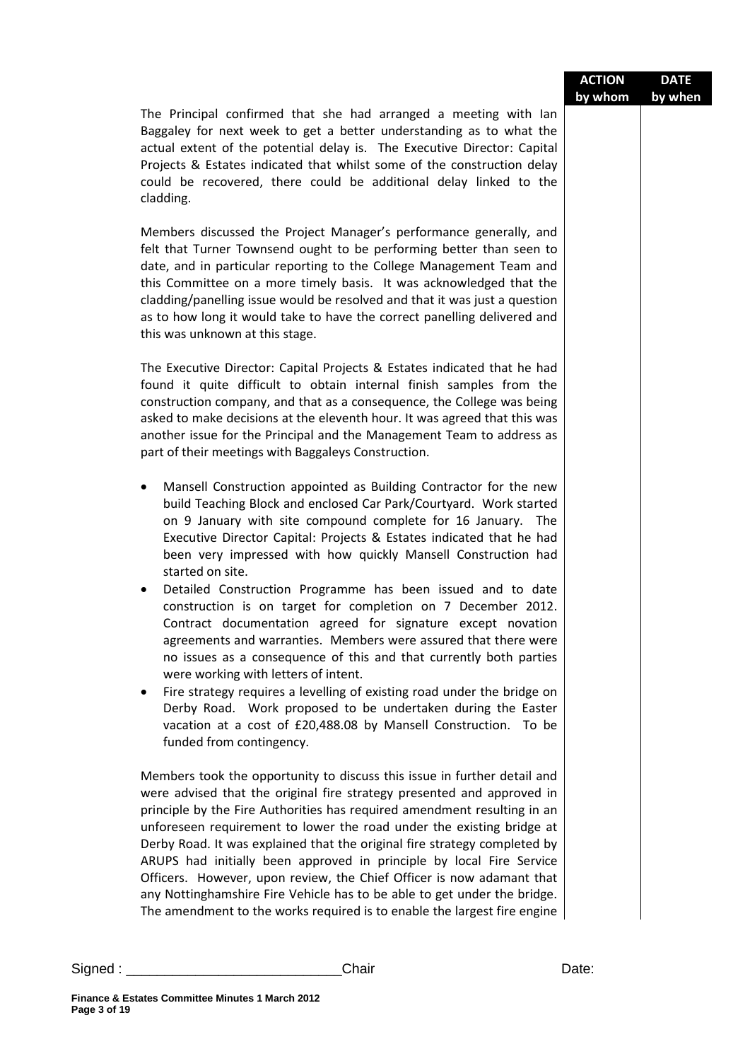| | ACTION by whom | DATE by when |
|---|---|---|

The Principal confirmed that she had arranged a meeting with Ian Baggaley for next week to get a better understanding as to what the actual extent of the potential delay is. The Executive Director: Capital Projects & Estates indicated that whilst some of the construction delay could be recovered, there could be additional delay linked to the cladding.

Members discussed the Project Manager's performance generally, and felt that Turner Townsend ought to be performing better than seen to date, and in particular reporting to the College Management Team and this Committee on a more timely basis. It was acknowledged that the cladding/panelling issue would be resolved and that it was just a question as to how long it would take to have the correct panelling delivered and this was unknown at this stage.

The Executive Director: Capital Projects & Estates indicated that he had found it quite difficult to obtain internal finish samples from the construction company, and that as a consequence, the College was being asked to make decisions at the eleventh hour. It was agreed that this was another issue for the Principal and the Management Team to address as part of their meetings with Baggaleys Construction.

- Mansell Construction appointed as Building Contractor for the new build Teaching Block and enclosed Car Park/Courtyard. Work started on 9 January with site compound complete for 16 January. The Executive Director Capital: Projects & Estates indicated that he had been very impressed with how quickly Mansell Construction had started on site.
- Detailed Construction Programme has been issued and to date construction is on target for completion on 7 December 2012. Contract documentation agreed for signature except novation agreements and warranties. Members were assured that there were no issues as a consequence of this and that currently both parties were working with letters of intent.
- Fire strategy requires a levelling of existing road under the bridge on Derby Road. Work proposed to be undertaken during the Easter vacation at a cost of £20,488.08 by Mansell Construction. To be funded from contingency.

Members took the opportunity to discuss this issue in further detail and were advised that the original fire strategy presented and approved in principle by the Fire Authorities has required amendment resulting in an unforeseen requirement to lower the road under the existing bridge at Derby Road. It was explained that the original fire strategy completed by ARUPS had initially been approved in principle by local Fire Service Officers. However, upon review, the Chief Officer is now adamant that any Nottinghamshire Fire Vehicle has to be able to get under the bridge. The amendment to the works required is to enable the largest fire engine

Signed : ___________________________Chair Date: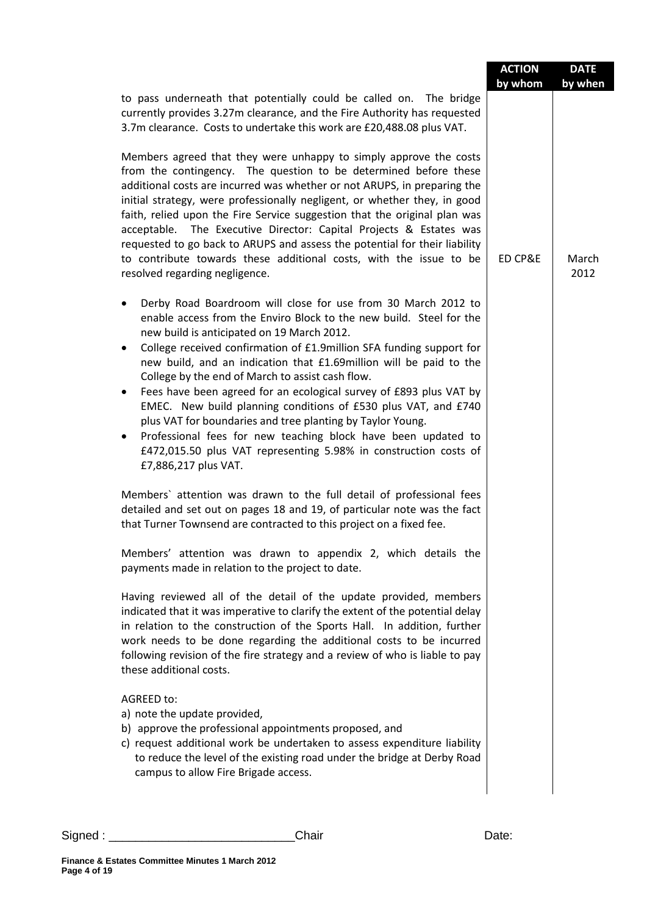| | ACTION by whom | DATE by when |
|---|---|---|
| to pass underneath that potentially could be called on. The bridge currently provides 3.27m clearance, and the Fire Authority has requested 3.7m clearance. Costs to undertake this work are £20,488.08 plus VAT. | | |
| Members agreed that they were unhappy to simply approve the costs from the contingency. The question to be determined before these additional costs are incurred was whether or not ARUPS, in preparing the initial strategy, were professionally negligent, or whether they, in good faith, relied upon the Fire Service suggestion that the original plan was acceptable. The Executive Director: Capital Projects & Estates was requested to go back to ARUPS and assess the potential for their liability to contribute towards these additional costs, with the issue to be resolved regarding negligence. | ED CP&E | March 2012 |

- Derby Road Boardroom will close for use from 30 March 2012 to enable access from the Enviro Block to the new build. Steel for the new build is anticipated on 19 March 2012.
- College received confirmation of £1.9million SFA funding support for new build, and an indication that £1.69million will be paid to the College by the end of March to assist cash flow.
- Fees have been agreed for an ecological survey of £893 plus VAT by EMEC. New build planning conditions of £530 plus VAT, and £740 plus VAT for boundaries and tree planting by Taylor Young.
- Professional fees for new teaching block have been updated to £472,015.50 plus VAT representing 5.98% in construction costs of £7,886,217 plus VAT.

Members` attention was drawn to the full detail of professional fees detailed and set out on pages 18 and 19, of particular note was the fact that Turner Townsend are contracted to this project on a fixed fee.

Members' attention was drawn to appendix 2, which details the payments made in relation to the project to date.

Having reviewed all of the detail of the update provided, members indicated that it was imperative to clarify the extent of the potential delay in relation to the construction of the Sports Hall. In addition, further work needs to be done regarding the additional costs to be incurred following revision of the fire strategy and a review of who is liable to pay these additional costs.

AGREED to:

a) note the update provided,
b) approve the professional appointments proposed, and
c) request additional work be undertaken to assess expenditure liability to reduce the level of the existing road under the bridge at Derby Road campus to allow Fire Brigade access.

Signed : ____________________________Chair Date: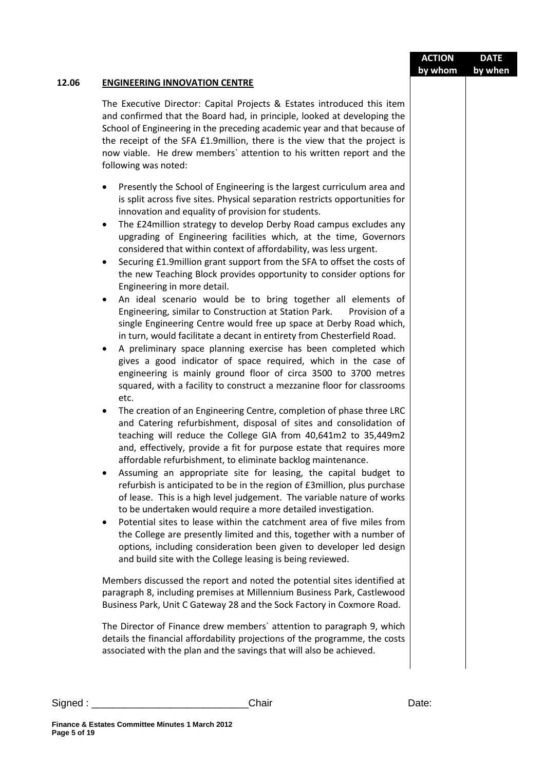| | | ACTION by whom | DATE by when |
|---|---|---|---|

**12.06 ENGINEERING INNOVATION CENTRE**

The Executive Director: Capital Projects & Estates introduced this item and confirmed that the Board had, in principle, looked at developing the School of Engineering in the preceding academic year and that because of the receipt of the SFA £1.9million, there is the view that the project is now viable. He drew members` attention to his written report and the following was noted:

- Presently the School of Engineering is the largest curriculum area and is split across five sites. Physical separation restricts opportunities for innovation and equality of provision for students.
- The £24million strategy to develop Derby Road campus excludes any upgrading of Engineering facilities which, at the time, Governors considered that within context of affordability, was less urgent.
- Securing £1.9million grant support from the SFA to offset the costs of the new Teaching Block provides opportunity to consider options for Engineering in more detail.
- An ideal scenario would be to bring together all elements of Engineering, similar to Construction at Station Park. Provision of a single Engineering Centre would free up space at Derby Road which, in turn, would facilitate a decant in entirety from Chesterfield Road.
- A preliminary space planning exercise has been completed which gives a good indicator of space required, which in the case of engineering is mainly ground floor of circa 3500 to 3700 metres squared, with a facility to construct a mezzanine floor for classrooms etc.
- The creation of an Engineering Centre, completion of phase three LRC and Catering refurbishment, disposal of sites and consolidation of teaching will reduce the College GIA from 40,641m2 to 35,449m2 and, effectively, provide a fit for purpose estate that requires more affordable refurbishment, to eliminate backlog maintenance.
- Assuming an appropriate site for leasing, the capital budget to refurbish is anticipated to be in the region of £3million, plus purchase of lease. This is a high level judgement. The variable nature of works to be undertaken would require a more detailed investigation.
- Potential sites to lease within the catchment area of five miles from the College are presently limited and this, together with a number of options, including consideration been given to developer led design and build site with the College leasing is being reviewed.

Members discussed the report and noted the potential sites identified at paragraph 8, including premises at Millennium Business Park, Castlewood Business Park, Unit C Gateway 28 and the Sock Factory in Coxmore Road.

The Director of Finance drew members` attention to paragraph 9, which details the financial affordability projections of the programme, the costs associated with the plan and the savings that will also be achieved.

Signed : ____________________________Chair Date:

**Finance & Estates Committee Minutes 1 March 2012**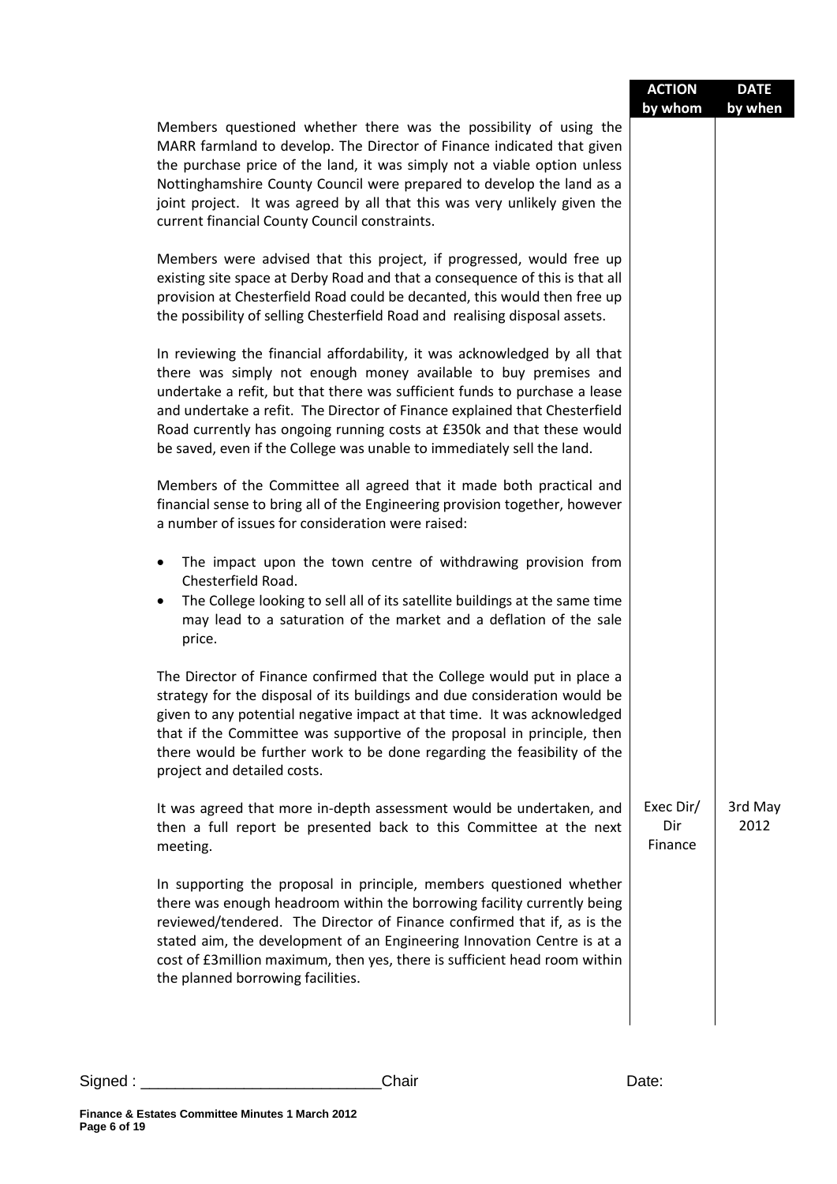| | ACTION by whom | DATE by when |
|---|---|---|
| Members questioned whether there was the possibility of using the MARR farmland to develop. The Director of Finance indicated that given the purchase price of the land, it was simply not a viable option unless Nottinghamshire County Council were prepared to develop the land as a joint project. It was agreed by all that this was very unlikely given the current financial County Council constraints. | | |
| Members were advised that this project, if progressed, would free up existing site space at Derby Road and that a consequence of this is that all provision at Chesterfield Road could be decanted, this would then free up the possibility of selling Chesterfield Road and realising disposal assets. | | |
| In reviewing the financial affordability, it was acknowledged by all that there was simply not enough money available to buy premises and undertake a refit, but that there was sufficient funds to purchase a lease and undertake a refit. The Director of Finance explained that Chesterfield Road currently has ongoing running costs at £350k and that these would be saved, even if the College was unable to immediately sell the land. | | |
| Members of the Committee all agreed that it made both practical and financial sense to bring all of the Engineering provision together, however a number of issues for consideration were raised:<br>• The impact upon the town centre of withdrawing provision from Chesterfield Road.<br>• The College looking to sell all of its satellite buildings at the same time may lead to a saturation of the market and a deflation of the sale price. | | |
| The Director of Finance confirmed that the College would put in place a strategy for the disposal of its buildings and due consideration would be given to any potential negative impact at that time. It was acknowledged that if the Committee was supportive of the proposal in principle, then there would be further work to be done regarding the feasibility of the project and detailed costs. | | |
| It was agreed that more in-depth assessment would be undertaken, and then a full report be presented back to this Committee at the next meeting. | Exec Dir/ Dir Finance | 3rd May 2012 |
| In supporting the proposal in principle, members questioned whether there was enough headroom within the borrowing facility currently being reviewed/tendered. The Director of Finance confirmed that if, as is the stated aim, the development of an Engineering Innovation Centre is at a cost of £3million maximum, then yes, there is sufficient head room within the planned borrowing facilities. | | |

Signed : ____________________________Chair Date: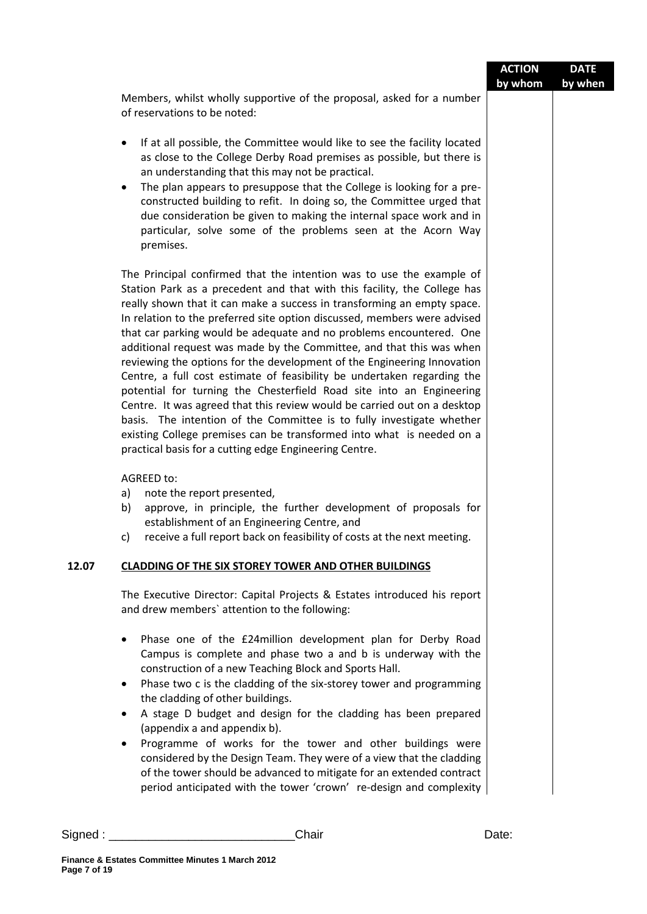| | ACTION by whom | DATE by when |
|---|---|---|

Members, whilst wholly supportive of the proposal, asked for a number of reservations to be noted:

- If at all possible, the Committee would like to see the facility located as close to the College Derby Road premises as possible, but there is an understanding that this may not be practical.
- The plan appears to presuppose that the College is looking for a pre-constructed building to refit. In doing so, the Committee urged that due consideration be given to making the internal space work and in particular, solve some of the problems seen at the Acorn Way premises.

The Principal confirmed that the intention was to use the example of Station Park as a precedent and that with this facility, the College has really shown that it can make a success in transforming an empty space. In relation to the preferred site option discussed, members were advised that car parking would be adequate and no problems encountered. One additional request was made by the Committee, and that this was when reviewing the options for the development of the Engineering Innovation Centre, a full cost estimate of feasibility be undertaken regarding the potential for turning the Chesterfield Road site into an Engineering Centre. It was agreed that this review would be carried out on a desktop basis. The intention of the Committee is to fully investigate whether existing College premises can be transformed into what is needed on a practical basis for a cutting edge Engineering Centre.

AGREED to:

a) note the report presented,
b) approve, in principle, the further development of proposals for establishment of an Engineering Centre, and
c) receive a full report back on feasibility of costs at the next meeting.

## 12.07 CLADDING OF THE SIX STOREY TOWER AND OTHER BUILDINGS

The Executive Director: Capital Projects & Estates introduced his report and drew members` attention to the following:

- Phase one of the £24million development plan for Derby Road Campus is complete and phase two a and b is underway with the construction of a new Teaching Block and Sports Hall.
- Phase two c is the cladding of the six-storey tower and programming the cladding of other buildings.
- A stage D budget and design for the cladding has been prepared (appendix a and appendix b).
- Programme of works for the tower and other buildings were considered by the Design Team. They were of a view that the cladding of the tower should be advanced to mitigate for an extended contract period anticipated with the tower 'crown' re-design and complexity

Signed : ____________________________Chair Date:

Finance & Estates Committee Minutes 1 March 2012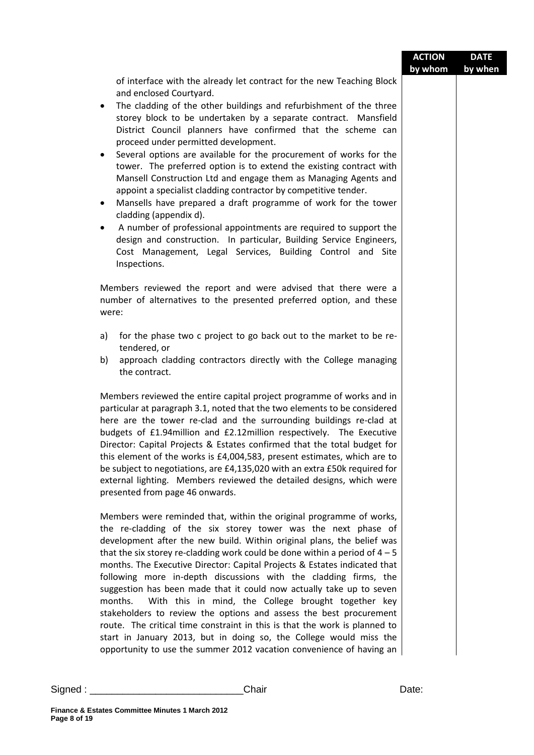| | ACTION by whom | DATE by when |
|---|---|---|
| of interface with the already let contract for the new Teaching Block and enclosed Courtyard. | | |

- The cladding of the other buildings and refurbishment of the three storey block to be undertaken by a separate contract. Mansfield District Council planners have confirmed that the scheme can proceed under permitted development.
- Several options are available for the procurement of works for the tower. The preferred option is to extend the existing contract with Mansell Construction Ltd and engage them as Managing Agents and appoint a specialist cladding contractor by competitive tender.
- Mansells have prepared a draft programme of work for the tower cladding (appendix d).
- A number of professional appointments are required to support the design and construction. In particular, Building Service Engineers, Cost Management, Legal Services, Building Control and Site Inspections.

Members reviewed the report and were advised that there were a number of alternatives to the presented preferred option, and these were:

a) for the phase two c project to go back out to the market to be re-tendered, or
b) approach cladding contractors directly with the College managing the contract.

Members reviewed the entire capital project programme of works and in particular at paragraph 3.1, noted that the two elements to be considered here are the tower re-clad and the surrounding buildings re-clad at budgets of £1.94million and £2.12million respectively. The Executive Director: Capital Projects & Estates confirmed that the total budget for this element of the works is £4,004,583, present estimates, which are to be subject to negotiations, are £4,135,020 with an extra £50k required for external lighting. Members reviewed the detailed designs, which were presented from page 46 onwards.

Members were reminded that, within the original programme of works, the re-cladding of the six storey tower was the next phase of development after the new build. Within original plans, the belief was that the six storey re-cladding work could be done within a period of 4 – 5 months. The Executive Director: Capital Projects & Estates indicated that following more in-depth discussions with the cladding firms, the suggestion has been made that it could now actually take up to seven months. With this in mind, the College brought together key stakeholders to review the options and assess the best procurement route. The critical time constraint in this is that the work is planned to start in January 2013, but in doing so, the College would miss the opportunity to use the summer 2012 vacation convenience of having an

Signed : ___________________________Chair Date: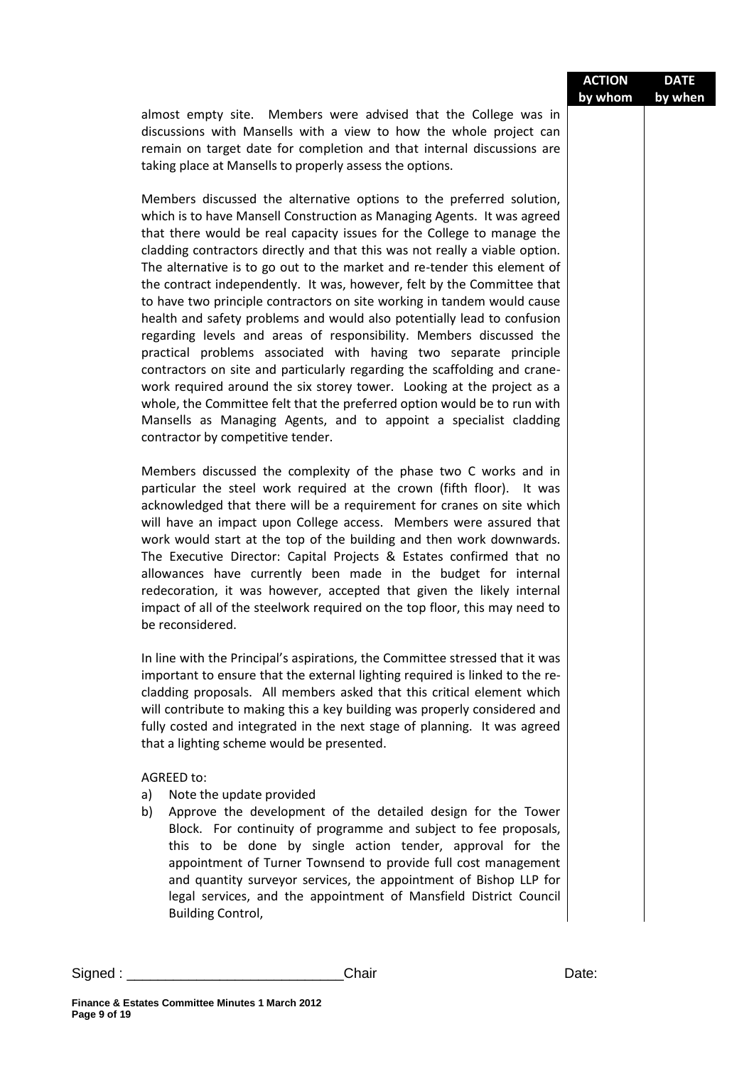| | ACTION by whom | DATE by when |
|---|---|---|
| almost empty site. Members were advised that the College was in discussions with Mansells with a view to how the whole project can remain on target date for completion and that internal discussions are taking place at Mansells to properly assess the options. | | |

Members discussed the alternative options to the preferred solution, which is to have Mansell Construction as Managing Agents. It was agreed that there would be real capacity issues for the College to manage the cladding contractors directly and that this was not really a viable option. The alternative is to go out to the market and re-tender this element of the contract independently. It was, however, felt by the Committee that to have two principle contractors on site working in tandem would cause health and safety problems and would also potentially lead to confusion regarding levels and areas of responsibility. Members discussed the practical problems associated with having two separate principle contractors on site and particularly regarding the scaffolding and crane-work required around the six storey tower. Looking at the project as a whole, the Committee felt that the preferred option would be to run with Mansells as Managing Agents, and to appoint a specialist cladding contractor by competitive tender.

Members discussed the complexity of the phase two C works and in particular the steel work required at the crown (fifth floor). It was acknowledged that there will be a requirement for cranes on site which will have an impact upon College access. Members were assured that work would start at the top of the building and then work downwards. The Executive Director: Capital Projects & Estates confirmed that no allowances have currently been made in the budget for internal redecoration, it was however, accepted that given the likely internal impact of all of the steelwork required on the top floor, this may need to be reconsidered.

In line with the Principal's aspirations, the Committee stressed that it was important to ensure that the external lighting required is linked to the re-cladding proposals. All members asked that this critical element which will contribute to making this a key building was properly considered and fully costed and integrated in the next stage of planning. It was agreed that a lighting scheme would be presented.

AGREED to:

a) Note the update provided
b) Approve the development of the detailed design for the Tower Block. For continuity of programme and subject to fee proposals, this to be done by single action tender, approval for the appointment of Turner Townsend to provide full cost management and quantity surveyor services, the appointment of Bishop LLP for legal services, and the appointment of Mansfield District Council Building Control,

Signed : ___________________________Chair Date:

**Finance & Estates Committee Minutes 1 March 2012**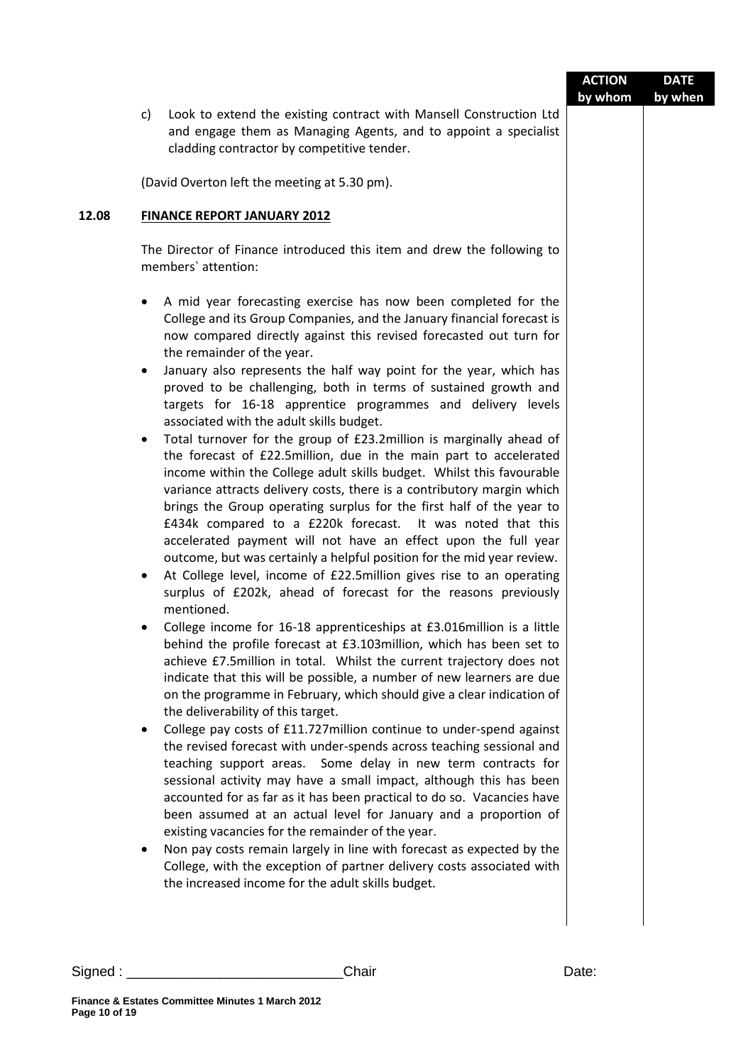| | | ACTION by whom | DATE by when |
|---|---|---|---|

c) Look to extend the existing contract with Mansell Construction Ltd and engage them as Managing Agents, and to appoint a specialist cladding contractor by competitive tender.

(David Overton left the meeting at 5.30 pm).

**12.08 FINANCE REPORT JANUARY 2012**

The Director of Finance introduced this item and drew the following to members` attention:

- A mid year forecasting exercise has now been completed for the College and its Group Companies, and the January financial forecast is now compared directly against this revised forecasted out turn for the remainder of the year.
- January also represents the half way point for the year, which has proved to be challenging, both in terms of sustained growth and targets for 16-18 apprentice programmes and delivery levels associated with the adult skills budget.
- Total turnover for the group of £23.2million is marginally ahead of the forecast of £22.5million, due in the main part to accelerated income within the College adult skills budget. Whilst this favourable variance attracts delivery costs, there is a contributory margin which brings the Group operating surplus for the first half of the year to £434k compared to a £220k forecast. It was noted that this accelerated payment will not have an effect upon the full year outcome, but was certainly a helpful position for the mid year review.
- At College level, income of £22.5million gives rise to an operating surplus of £202k, ahead of forecast for the reasons previously mentioned.
- College income for 16-18 apprenticeships at £3.016million is a little behind the profile forecast at £3.103million, which has been set to achieve £7.5million in total. Whilst the current trajectory does not indicate that this will be possible, a number of new learners are due on the programme in February, which should give a clear indication of the deliverability of this target.
- College pay costs of £11.727million continue to under-spend against the revised forecast with under-spends across teaching sessional and teaching support areas. Some delay in new term contracts for sessional activity may have a small impact, although this has been accounted for as far as it has been practical to do so. Vacancies have been assumed at an actual level for January and a proportion of existing vacancies for the remainder of the year.
- Non pay costs remain largely in line with forecast as expected by the College, with the exception of partner delivery costs associated with the increased income for the adult skills budget.

Signed : ___________________________Chair Date: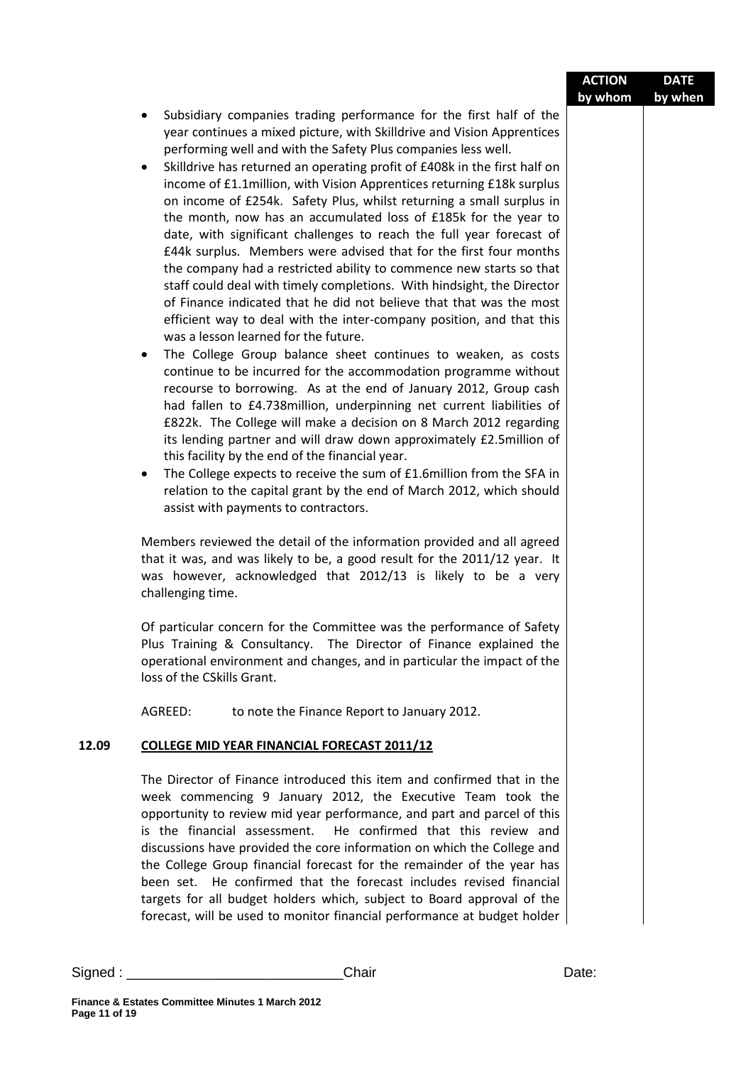| | ACTION by whom | DATE by when |
|---|---|---|

- Subsidiary companies trading performance for the first half of the year continues a mixed picture, with Skilldrive and Vision Apprentices performing well and with the Safety Plus companies less well.
- Skilldrive has returned an operating profit of £408k in the first half on income of £1.1million, with Vision Apprentices returning £18k surplus on income of £254k. Safety Plus, whilst returning a small surplus in the month, now has an accumulated loss of £185k for the year to date, with significant challenges to reach the full year forecast of £44k surplus. Members were advised that for the first four months the company had a restricted ability to commence new starts so that staff could deal with timely completions. With hindsight, the Director of Finance indicated that he did not believe that that was the most efficient way to deal with the inter-company position, and that this was a lesson learned for the future.
- The College Group balance sheet continues to weaken, as costs continue to be incurred for the accommodation programme without recourse to borrowing. As at the end of January 2012, Group cash had fallen to £4.738million, underpinning net current liabilities of £822k. The College will make a decision on 8 March 2012 regarding its lending partner and will draw down approximately £2.5million of this facility by the end of the financial year.
- The College expects to receive the sum of £1.6million from the SFA in relation to the capital grant by the end of March 2012, which should assist with payments to contractors.

Members reviewed the detail of the information provided and all agreed that it was, and was likely to be, a good result for the 2011/12 year. It was however, acknowledged that 2012/13 is likely to be a very challenging time.

Of particular concern for the Committee was the performance of Safety Plus Training & Consultancy. The Director of Finance explained the operational environment and changes, and in particular the impact of the loss of the CSkills Grant.

AGREED: to note the Finance Report to January 2012.

## 12.09 COLLEGE MID YEAR FINANCIAL FORECAST 2011/12

The Director of Finance introduced this item and confirmed that in the week commencing 9 January 2012, the Executive Team took the opportunity to review mid year performance, and part and parcel of this is the financial assessment. He confirmed that this review and discussions have provided the core information on which the College and the College Group financial forecast for the remainder of the year has been set. He confirmed that the forecast includes revised financial targets for all budget holders which, subject to Board approval of the forecast, will be used to monitor financial performance at budget holder

Signed : ___________________________Chair Date: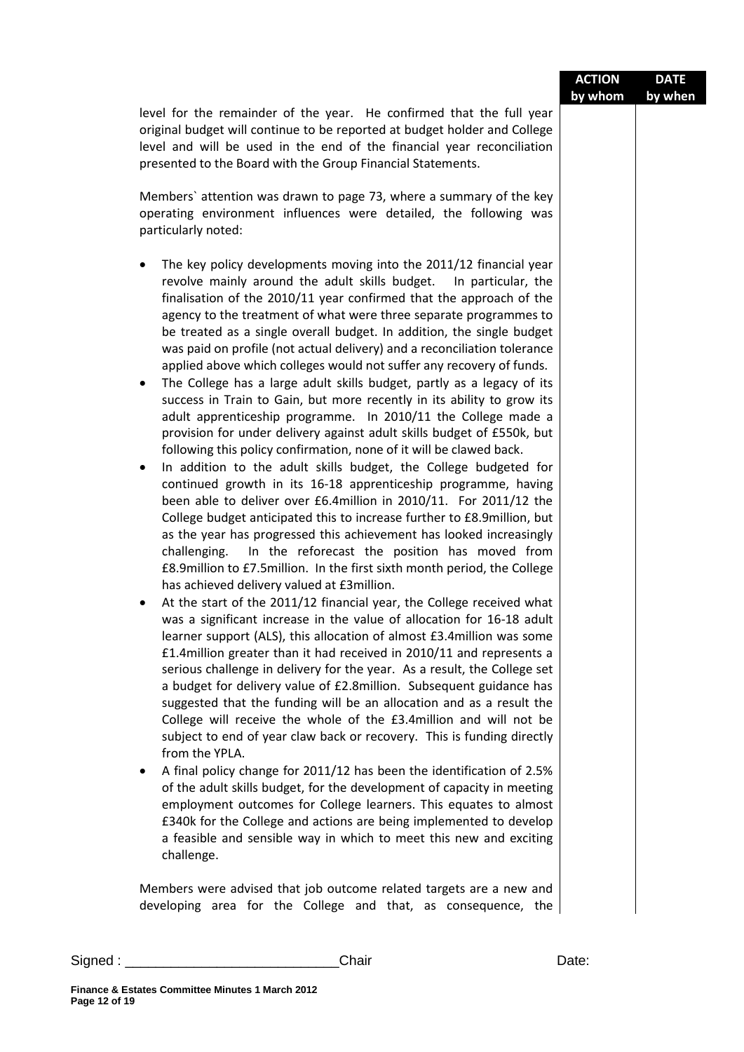| | ACTION by whom | DATE by when |
|---|---|---|
| level for the remainder of the year. He confirmed that the full year original budget will continue to be reported at budget holder and College level and will be used in the end of the financial year reconciliation presented to the Board with the Group Financial Statements. | | |

level for the remainder of the year. He confirmed that the full year original budget will continue to be reported at budget holder and College level and will be used in the end of the financial year reconciliation presented to the Board with the Group Financial Statements.

Members` attention was drawn to page 73, where a summary of the key operating environment influences were detailed, the following was particularly noted:

- The key policy developments moving into the 2011/12 financial year revolve mainly around the adult skills budget. In particular, the finalisation of the 2010/11 year confirmed that the approach of the agency to the treatment of what were three separate programmes to be treated as a single overall budget. In addition, the single budget was paid on profile (not actual delivery) and a reconciliation tolerance applied above which colleges would not suffer any recovery of funds.
- The College has a large adult skills budget, partly as a legacy of its success in Train to Gain, but more recently in its ability to grow its adult apprenticeship programme. In 2010/11 the College made a provision for under delivery against adult skills budget of £550k, but following this policy confirmation, none of it will be clawed back.
- In addition to the adult skills budget, the College budgeted for continued growth in its 16-18 apprenticeship programme, having been able to deliver over £6.4million in 2010/11. For 2011/12 the College budget anticipated this to increase further to £8.9million, but as the year has progressed this achievement has looked increasingly challenging. In the reforecast the position has moved from £8.9million to £7.5million. In the first sixth month period, the College has achieved delivery valued at £3million.
- At the start of the 2011/12 financial year, the College received what was a significant increase in the value of allocation for 16-18 adult learner support (ALS), this allocation of almost £3.4million was some £1.4million greater than it had received in 2010/11 and represents a serious challenge in delivery for the year. As a result, the College set a budget for delivery value of £2.8million. Subsequent guidance has suggested that the funding will be an allocation and as a result the College will receive the whole of the £3.4million and will not be subject to end of year claw back or recovery. This is funding directly from the YPLA.
- A final policy change for 2011/12 has been the identification of 2.5% of the adult skills budget, for the development of capacity in meeting employment outcomes for College learners. This equates to almost £340k for the College and actions are being implemented to develop a feasible and sensible way in which to meet this new and exciting challenge.

Members were advised that job outcome related targets are a new and developing area for the College and that, as consequence, the

Signed : ____________________________Chair Date: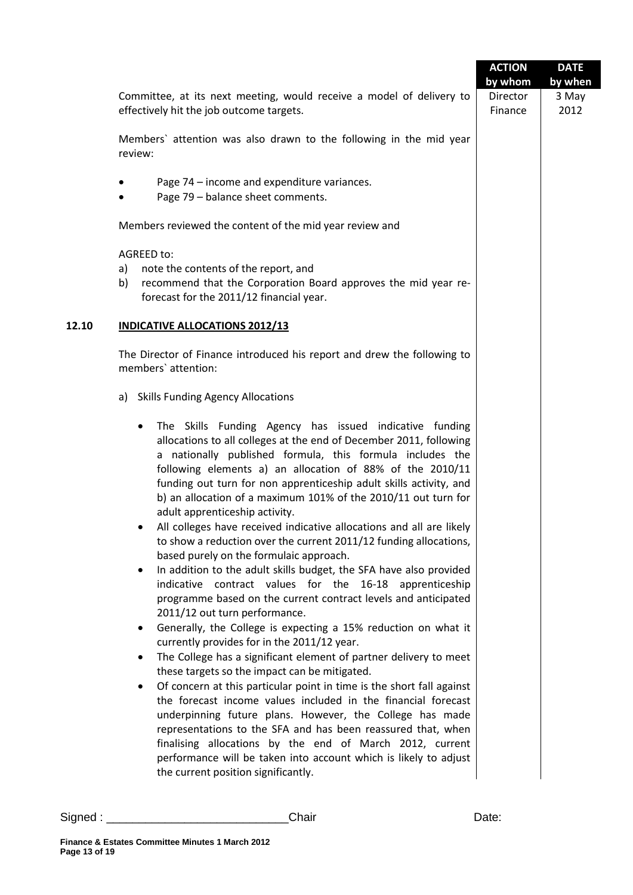| | ACTION by whom | DATE by when |
|---|---|---|
| Committee, at its next meeting, would receive a model of delivery to effectively hit the job outcome targets. | Director Finance | 3 May 2012 |

Members` attention was also drawn to the following in the mid year review:

- Page 74 – income and expenditure variances.
- Page 79 – balance sheet comments.

Members reviewed the content of the mid year review and

AGREED to:

a) note the contents of the report, and
b) recommend that the Corporation Board approves the mid year re-forecast for the 2011/12 financial year.

## 12.10 INDICATIVE ALLOCATIONS 2012/13

The Director of Finance introduced his report and drew the following to members` attention:

a) Skills Funding Agency Allocations

- The Skills Funding Agency has issued indicative funding allocations to all colleges at the end of December 2011, following a nationally published formula, this formula includes the following elements a) an allocation of 88% of the 2010/11 funding out turn for non apprenticeship adult skills activity, and b) an allocation of a maximum 101% of the 2010/11 out turn for adult apprenticeship activity.
- All colleges have received indicative allocations and all are likely to show a reduction over the current 2011/12 funding allocations, based purely on the formulaic approach.
- In addition to the adult skills budget, the SFA have also provided indicative contract values for the 16-18 apprenticeship programme based on the current contract levels and anticipated 2011/12 out turn performance.
- Generally, the College is expecting a 15% reduction on what it currently provides for in the 2011/12 year.
- The College has a significant element of partner delivery to meet these targets so the impact can be mitigated.
- Of concern at this particular point in time is the short fall against the forecast income values included in the financial forecast underpinning future plans. However, the College has made representations to the SFA and has been reassured that, when finalising allocations by the end of March 2012, current performance will be taken into account which is likely to adjust the current position significantly.

Signed : ___________________________Chair Date: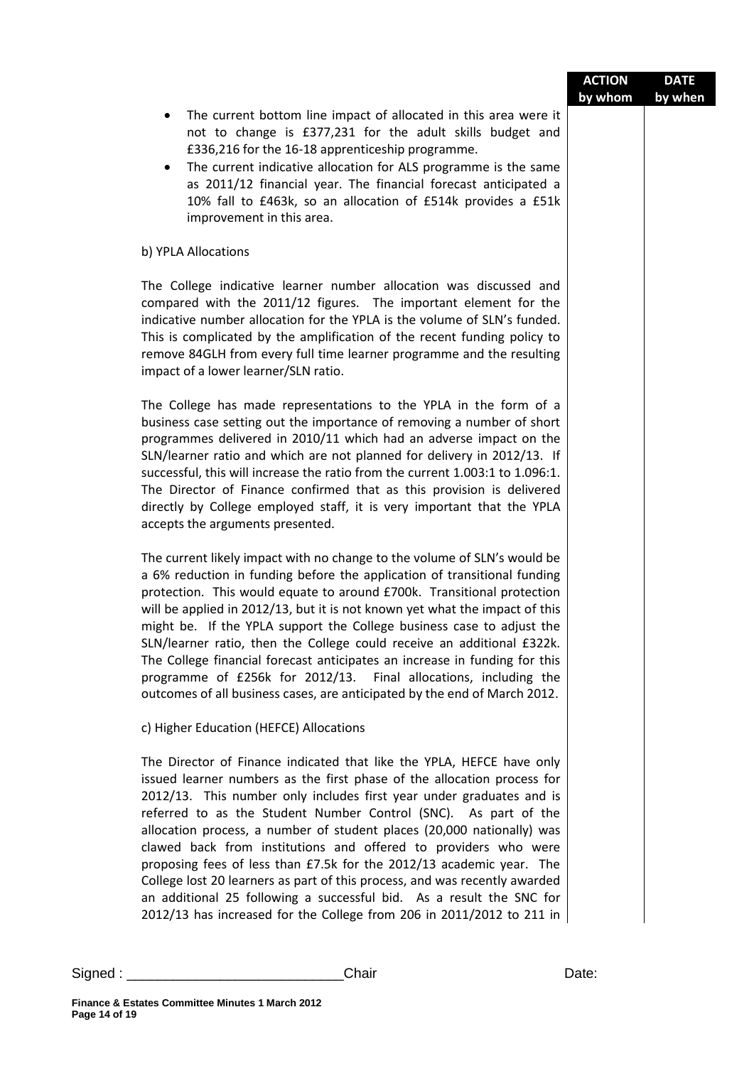| | ACTION by whom | DATE by when |
|---|---|---|

- The current bottom line impact of allocated in this area were it not to change is £377,231 for the adult skills budget and £336,216 for the 16-18 apprenticeship programme.
- The current indicative allocation for ALS programme is the same as 2011/12 financial year. The financial forecast anticipated a 10% fall to £463k, so an allocation of £514k provides a £51k improvement in this area.

b) YPLA Allocations

The College indicative learner number allocation was discussed and compared with the 2011/12 figures. The important element for the indicative number allocation for the YPLA is the volume of SLN's funded. This is complicated by the amplification of the recent funding policy to remove 84GLH from every full time learner programme and the resulting impact of a lower learner/SLN ratio.

The College has made representations to the YPLA in the form of a business case setting out the importance of removing a number of short programmes delivered in 2010/11 which had an adverse impact on the SLN/learner ratio and which are not planned for delivery in 2012/13. If successful, this will increase the ratio from the current 1.003:1 to 1.096:1. The Director of Finance confirmed that as this provision is delivered directly by College employed staff, it is very important that the YPLA accepts the arguments presented.

The current likely impact with no change to the volume of SLN's would be a 6% reduction in funding before the application of transitional funding protection. This would equate to around £700k. Transitional protection will be applied in 2012/13, but it is not known yet what the impact of this might be. If the YPLA support the College business case to adjust the SLN/learner ratio, then the College could receive an additional £322k. The College financial forecast anticipates an increase in funding for this programme of £256k for 2012/13. Final allocations, including the outcomes of all business cases, are anticipated by the end of March 2012.

c) Higher Education (HEFCE) Allocations

The Director of Finance indicated that like the YPLA, HEFCE have only issued learner numbers as the first phase of the allocation process for 2012/13. This number only includes first year under graduates and is referred to as the Student Number Control (SNC). As part of the allocation process, a number of student places (20,000 nationally) was clawed back from institutions and offered to providers who were proposing fees of less than £7.5k for the 2012/13 academic year. The College lost 20 learners as part of this process, and was recently awarded an additional 25 following a successful bid. As a result the SNC for 2012/13 has increased for the College from 206 in 2011/2012 to 211 in

Signed : \_\_\_\_\_\_\_\_\_\_\_\_\_\_\_\_\_\_\_\_\_\_\_\_\_\_\_Chair Date:

**Finance & Estates Committee Minutes 1 March 2012**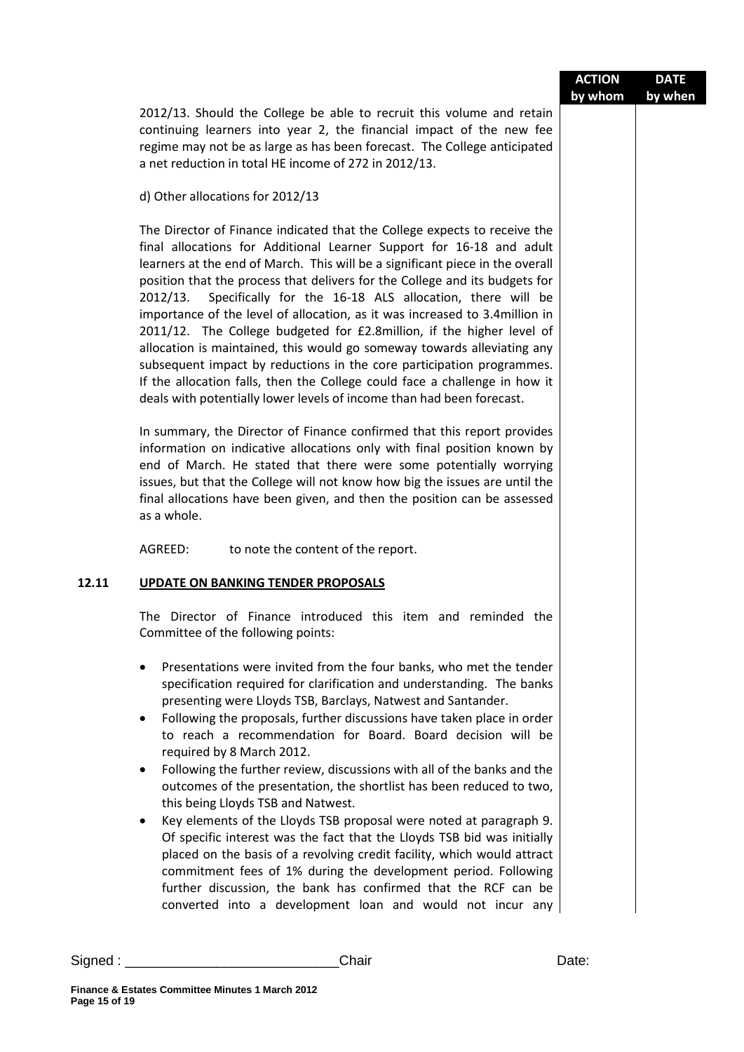| | | ACTION by whom | DATE by when |
|---|---|---|---|

2012/13. Should the College be able to recruit this volume and retain continuing learners into year 2, the financial impact of the new fee regime may not be as large as has been forecast. The College anticipated a net reduction in total HE income of 272 in 2012/13.

d) Other allocations for 2012/13

The Director of Finance indicated that the College expects to receive the final allocations for Additional Learner Support for 16-18 and adult learners at the end of March. This will be a significant piece in the overall position that the process that delivers for the College and its budgets for 2012/13. Specifically for the 16-18 ALS allocation, there will be importance of the level of allocation, as it was increased to 3.4million in 2011/12. The College budgeted for £2.8million, if the higher level of allocation is maintained, this would go someway towards alleviating any subsequent impact by reductions in the core participation programmes. If the allocation falls, then the College could face a challenge in how it deals with potentially lower levels of income than had been forecast.

In summary, the Director of Finance confirmed that this report provides information on indicative allocations only with final position known by end of March. He stated that there were some potentially worrying issues, but that the College will not know how big the issues are until the final allocations have been given, and then the position can be assessed as a whole.

AGREED: to note the content of the report.

## 12.11 UPDATE ON BANKING TENDER PROPOSALS

The Director of Finance introduced this item and reminded the Committee of the following points:

- Presentations were invited from the four banks, who met the tender specification required for clarification and understanding. The banks presenting were Lloyds TSB, Barclays, Natwest and Santander.
- Following the proposals, further discussions have taken place in order to reach a recommendation for Board. Board decision will be required by 8 March 2012.
- Following the further review, discussions with all of the banks and the outcomes of the presentation, the shortlist has been reduced to two, this being Lloyds TSB and Natwest.
- Key elements of the Lloyds TSB proposal were noted at paragraph 9. Of specific interest was the fact that the Lloyds TSB bid was initially placed on the basis of a revolving credit facility, which would attract commitment fees of 1% during the development period. Following further discussion, the bank has confirmed that the RCF can be converted into a development loan and would not incur any

Signed : \_\_\_\_\_\_\_\_\_\_\_\_\_\_\_\_\_\_\_\_\_\_\_\_\_\_\_\_Chair Date: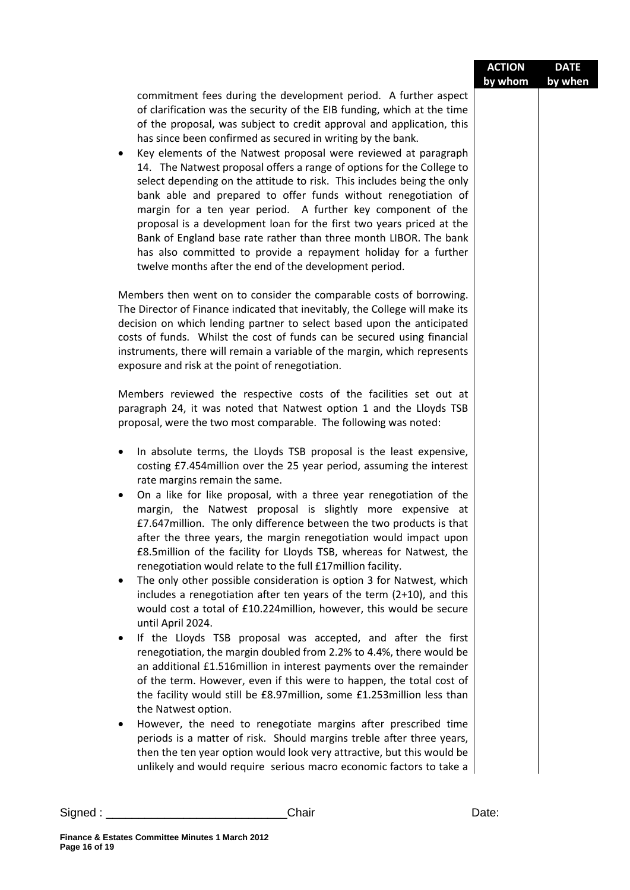| | ACTION by whom | DATE by when |
|---|---|---|

commitment fees during the development period. A further aspect of clarification was the security of the EIB funding, which at the time of the proposal, was subject to credit approval and application, this has since been confirmed as secured in writing by the bank.

- Key elements of the Natwest proposal were reviewed at paragraph 14. The Natwest proposal offers a range of options for the College to select depending on the attitude to risk. This includes being the only bank able and prepared to offer funds without renegotiation of margin for a ten year period. A further key component of the proposal is a development loan for the first two years priced at the Bank of England base rate rather than three month LIBOR. The bank has also committed to provide a repayment holiday for a further twelve months after the end of the development period.

Members then went on to consider the comparable costs of borrowing. The Director of Finance indicated that inevitably, the College will make its decision on which lending partner to select based upon the anticipated costs of funds. Whilst the cost of funds can be secured using financial instruments, there will remain a variable of the margin, which represents exposure and risk at the point of renegotiation.

Members reviewed the respective costs of the facilities set out at paragraph 24, it was noted that Natwest option 1 and the Lloyds TSB proposal, were the two most comparable. The following was noted:

- In absolute terms, the Lloyds TSB proposal is the least expensive, costing £7.454million over the 25 year period, assuming the interest rate margins remain the same.
- On a like for like proposal, with a three year renegotiation of the margin, the Natwest proposal is slightly more expensive at £7.647million. The only difference between the two products is that after the three years, the margin renegotiation would impact upon £8.5million of the facility for Lloyds TSB, whereas for Natwest, the renegotiation would relate to the full £17million facility.
- The only other possible consideration is option 3 for Natwest, which includes a renegotiation after ten years of the term (2+10), and this would cost a total of £10.224million, however, this would be secure until April 2024.
- If the Lloyds TSB proposal was accepted, and after the first renegotiation, the margin doubled from 2.2% to 4.4%, there would be an additional £1.516million in interest payments over the remainder of the term. However, even if this were to happen, the total cost of the facility would still be £8.97million, some £1.253million less than the Natwest option.
- However, the need to renegotiate margins after prescribed time periods is a matter of risk. Should margins treble after three years, then the ten year option would look very attractive, but this would be unlikely and would require serious macro economic factors to take a

Signed : ___________________________Chair Date:

**Finance & Estates Committee Minutes 1 March 2012**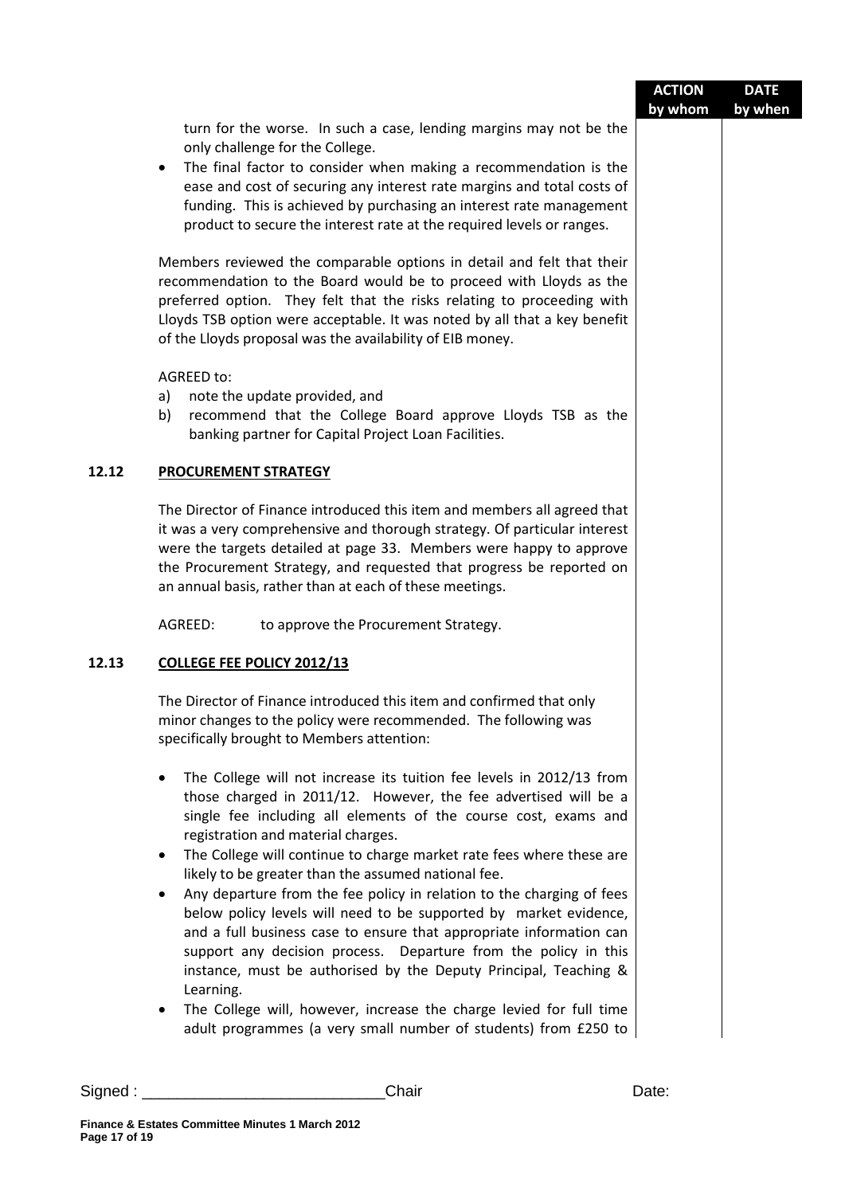| | | ACTION by whom | DATE by when |
|---|---|---|---|

turn for the worse. In such a case, lending margins may not be the only challenge for the College.

- The final factor to consider when making a recommendation is the ease and cost of securing any interest rate margins and total costs of funding. This is achieved by purchasing an interest rate management product to secure the interest rate at the required levels or ranges.

Members reviewed the comparable options in detail and felt that their recommendation to the Board would be to proceed with Lloyds as the preferred option. They felt that the risks relating to proceeding with Lloyds TSB option were acceptable. It was noted by all that a key benefit of the Lloyds proposal was the availability of EIB money.

AGREED to:

a) note the update provided, and
b) recommend that the College Board approve Lloyds TSB as the banking partner for Capital Project Loan Facilities.

**12.12 PROCUREMENT STRATEGY**

The Director of Finance introduced this item and members all agreed that it was a very comprehensive and thorough strategy. Of particular interest were the targets detailed at page 33. Members were happy to approve the Procurement Strategy, and requested that progress be reported on an annual basis, rather than at each of these meetings.

AGREED: to approve the Procurement Strategy.

**12.13 COLLEGE FEE POLICY 2012/13**

The Director of Finance introduced this item and confirmed that only minor changes to the policy were recommended. The following was specifically brought to Members attention:

- The College will not increase its tuition fee levels in 2012/13 from those charged in 2011/12. However, the fee advertised will be a single fee including all elements of the course cost, exams and registration and material charges.
- The College will continue to charge market rate fees where these are likely to be greater than the assumed national fee.
- Any departure from the fee policy in relation to the charging of fees below policy levels will need to be supported by market evidence, and a full business case to ensure that appropriate information can support any decision process. Departure from the policy in this instance, must be authorised by the Deputy Principal, Teaching & Learning.
- The College will, however, increase the charge levied for full time adult programmes (a very small number of students) from £250 to

Signed : \_\_\_\_\_\_\_\_\_\_\_\_\_\_\_\_\_\_\_\_\_\_\_\_\_\_\_\_Chair Date:

Finance & Estates Committee Minutes 1 March 2012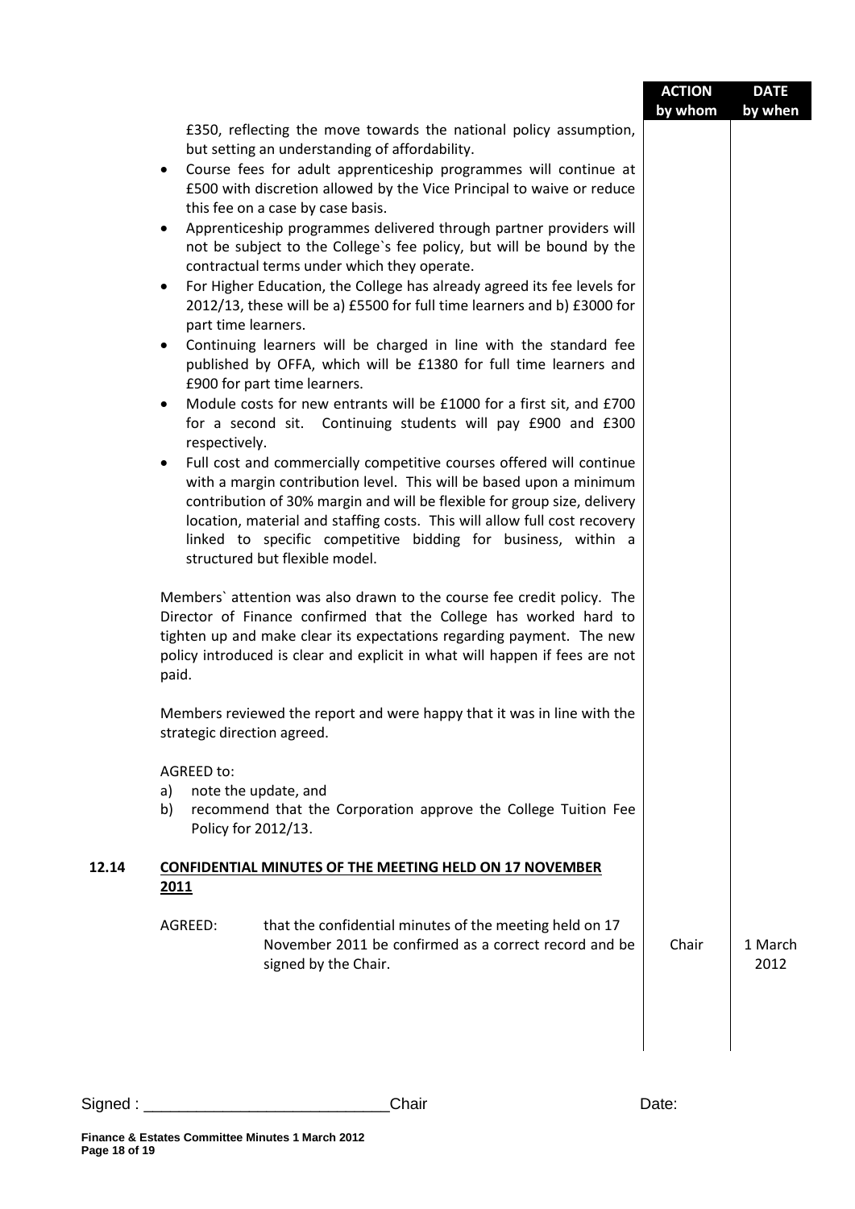| | | ACTION by whom | DATE by when |
|---|---|---|---|

£350, reflecting the move towards the national policy assumption, but setting an understanding of affordability.

- Course fees for adult apprenticeship programmes will continue at £500 with discretion allowed by the Vice Principal to waive or reduce this fee on a case by case basis.
- Apprenticeship programmes delivered through partner providers will not be subject to the College`s fee policy, but will be bound by the contractual terms under which they operate.
- For Higher Education, the College has already agreed its fee levels for 2012/13, these will be a) £5500 for full time learners and b) £3000 for part time learners.
- Continuing learners will be charged in line with the standard fee published by OFFA, which will be £1380 for full time learners and £900 for part time learners.
- Module costs for new entrants will be £1000 for a first sit, and £700 for a second sit. Continuing students will pay £900 and £300 respectively.
- Full cost and commercially competitive courses offered will continue with a margin contribution level. This will be based upon a minimum contribution of 30% margin and will be flexible for group size, delivery location, material and staffing costs. This will allow full cost recovery linked to specific competitive bidding for business, within a structured but flexible model.

Members` attention was also drawn to the course fee credit policy. The Director of Finance confirmed that the College has worked hard to tighten up and make clear its expectations regarding payment. The new policy introduced is clear and explicit in what will happen if fees are not paid.

Members reviewed the report and were happy that it was in line with the strategic direction agreed.

AGREED to:

a) note the update, and
b) recommend that the Corporation approve the College Tuition Fee Policy for 2012/13.

## 12.14 CONFIDENTIAL MINUTES OF THE MEETING HELD ON 17 NOVEMBER 2011

| | | ACTION by whom | DATE by when |
|---|---|---|---|
| AGREED: | that the confidential minutes of the meeting held on 17 November 2011 be confirmed as a correct record and be signed by the Chair. | Chair | 1 March 2012 |

Signed : ____________________________Chair Date:

**Finance & Estates Committee Minutes 1 March 2012**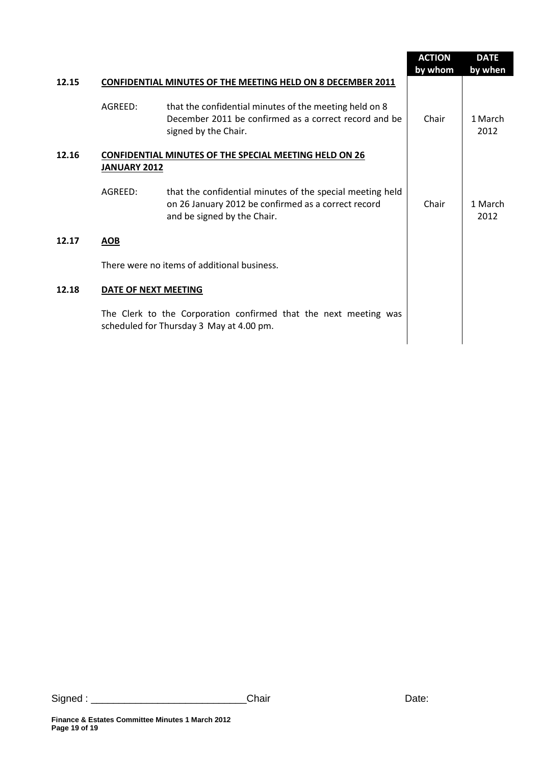| | | | ACTION by whom | DATE by when |
|---|---|---|---|---|
| **12.15** | **CONFIDENTIAL MINUTES OF THE MEETING HELD ON 8 DECEMBER 2011** | | | |
| | AGREED: | that the confidential minutes of the meeting held on 8 December 2011 be confirmed as a correct record and be signed by the Chair. | Chair | 1 March 2012 |
| **12.16** | **CONFIDENTIAL MINUTES OF THE SPECIAL MEETING HELD ON 26 JANUARY 2012** | | | |
| | AGREED: | that the confidential minutes of the special meeting held on 26 January 2012 be confirmed as a correct record and be signed by the Chair. | Chair | 1 March 2012 |
| **12.17** | **AOB** | | | |
| | There were no items of additional business. | | | |
| **12.18** | **DATE OF NEXT MEETING** | | | |
| | The Clerk to the Corporation confirmed that the next meeting was scheduled for Thursday 3 May at 4.00 pm. | | | |

Signed : ___________________________Chair Date: